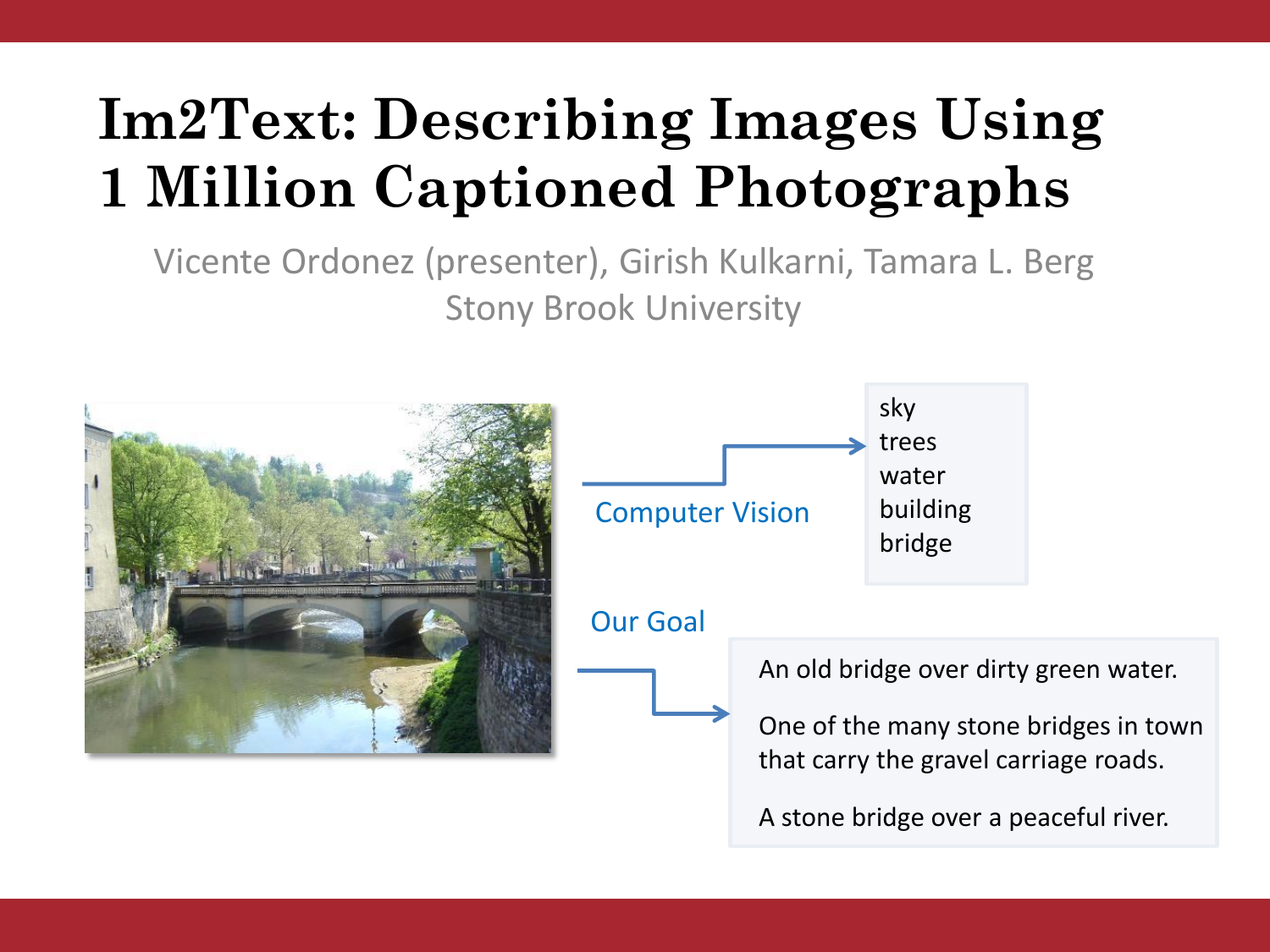# Im2Text: Describing Images Using 1 Million Captioned Photographs

Vicente Ordonez (presenter), Girish Kulkarni, Tamara L. Berg

Stony Brook University

Computer Vision

- sky
- trees
- water
- building
- bridge

Our Goal

An old bridge over dirty green water.

One of the many stone bridges in town that carry the gravel carriage roads.

A stone bridge over a peaceful river.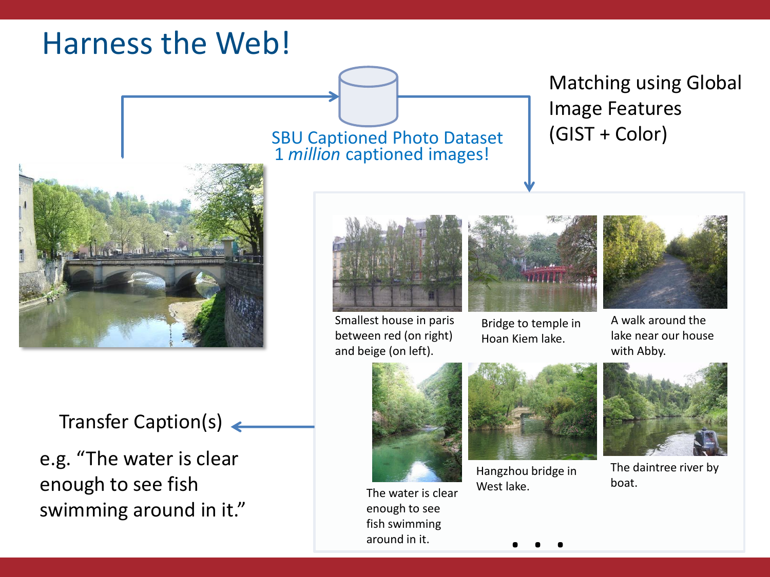# Harness the Web!

SBU Captioned Photo Dataset
1 *million* captioned images!

Matching using Global Image Features (GIST + Color)

Smallest house in paris between red (on right) and beige (on left).

Bridge to temple in Hoan Kiem lake.

A walk around the lake near our house with Abby.

The water is clear enough to see fish swimming around in it.

Hangzhou bridge in West lake.

The daintree river by boat.

. . .

Transfer Caption(s)

e.g. “The water is clear enough to see fish swimming around in it.”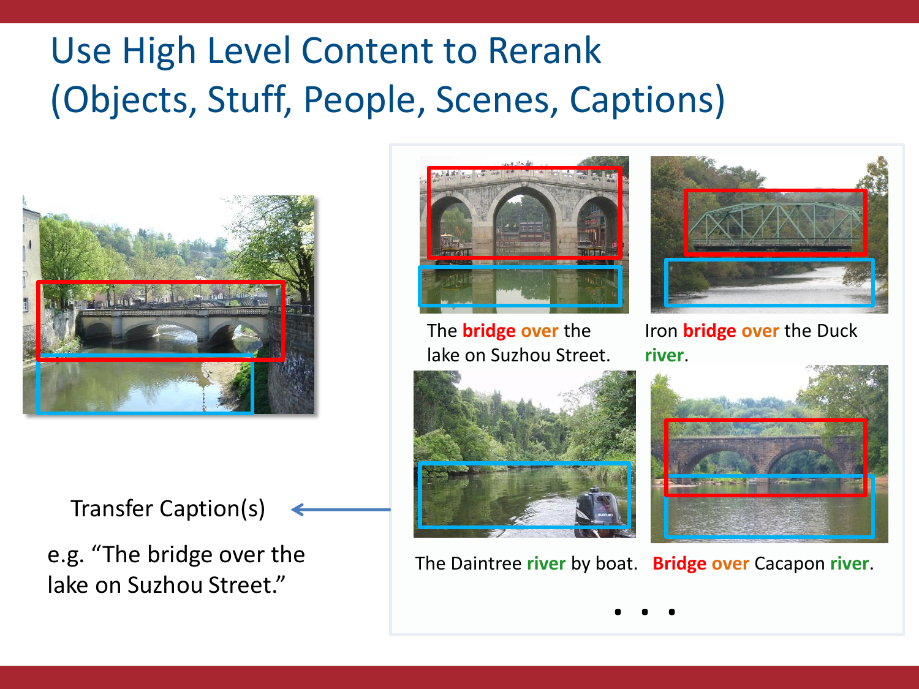# Use High Level Content to Rerank (Objects, Stuff, People, Scenes, Captions)

Transfer Caption(s)

e.g. "The bridge over the lake on Suzhou Street."

The **bridge** **over** the lake on Suzhou Street.

Iron **bridge** **over** the Duck **river**.

The Daintree **river** by boat.

**Bridge** **over** Cacapon **river**.

. . .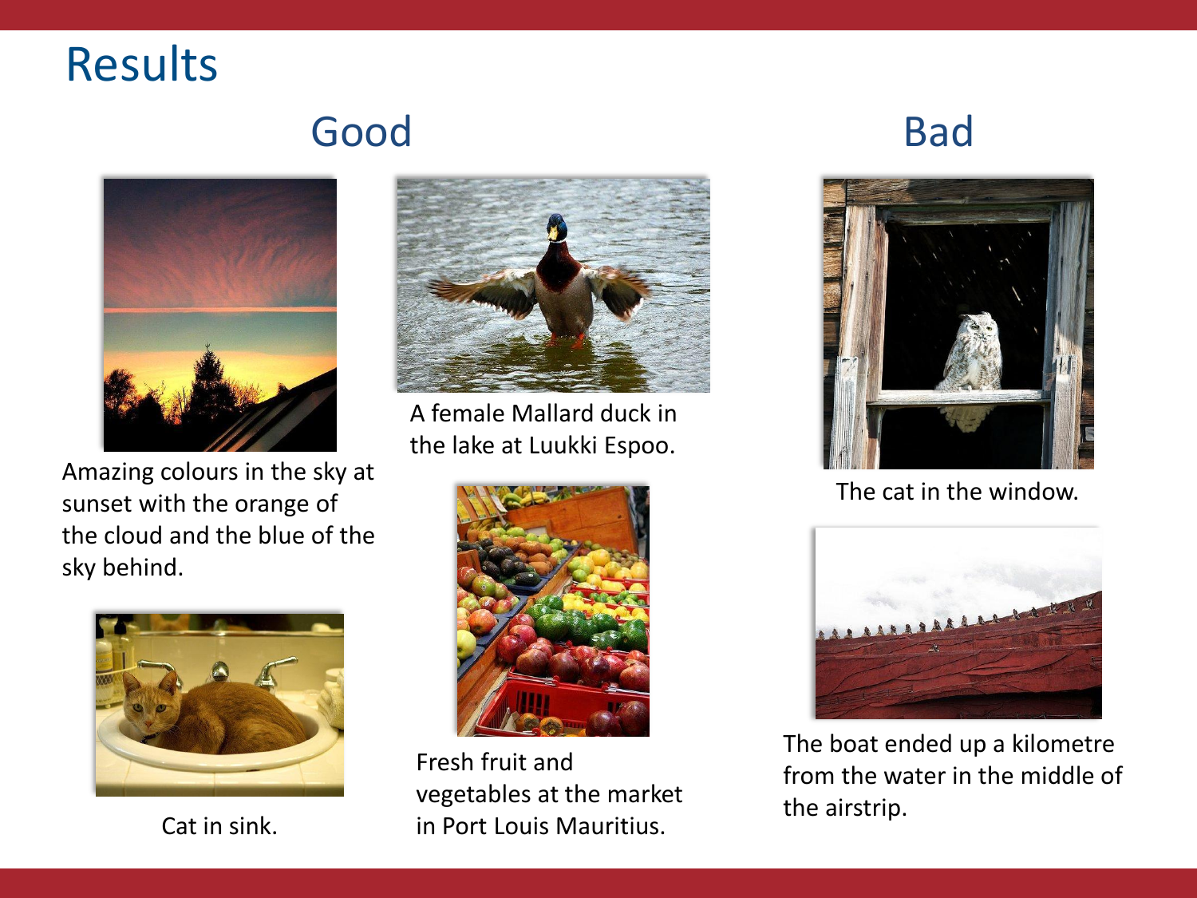# Results

## Good

Amazing colours in the sky at sunset with the orange of the cloud and the blue of the sky behind.

A female Mallard duck in the lake at Luukki Espoo.

Cat in sink.

Fresh fruit and vegetables at the market in Port Louis Mauritius.

## Bad

The cat in the window.

The boat ended up a kilometre from the water in the middle of the airstrip.